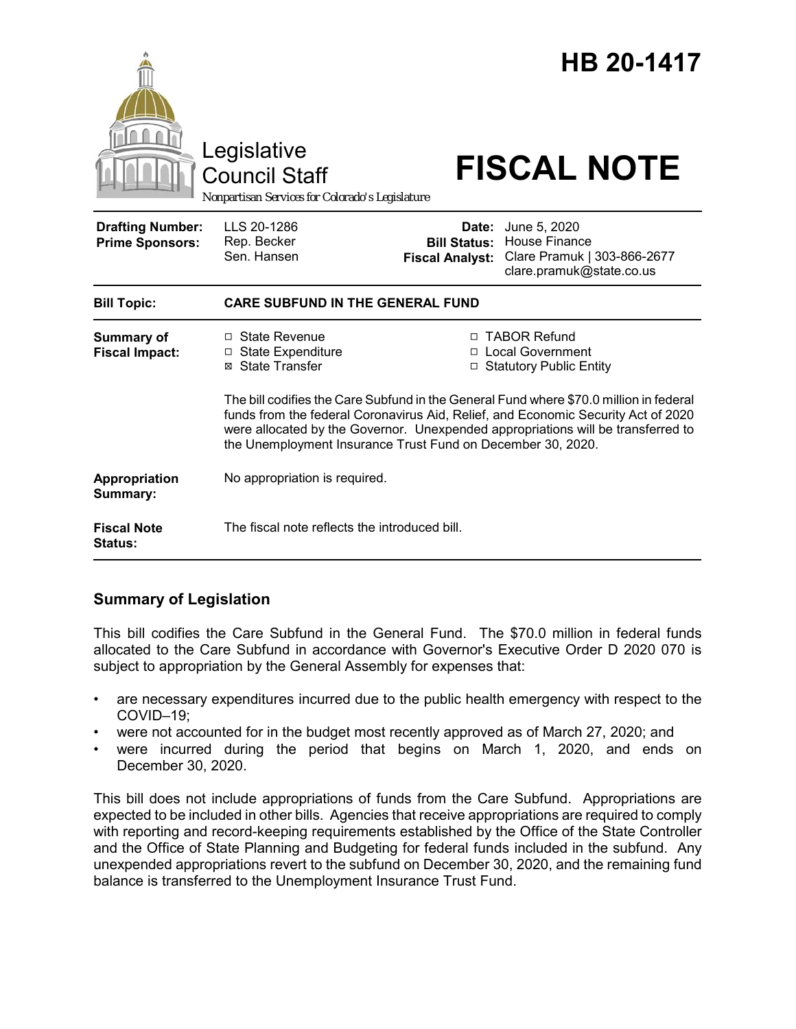# HB 20-1417

Legislative Council Staff

*Nonpartisan Services for Colorado's Legislature*

# FISCAL NOTE

| | | | |
|---|---|---|---|
| **Drafting Number:** | LLS 20-1286 | **Date:** | June 5, 2020 |
| **Prime Sponsors:** | Rep. Becker<br>Sen. Hansen | **Bill Status:** | House Finance |
| | | **Fiscal Analyst:** | Clare Pramuk \| 303-866-2677<br>clare.pramuk@state.co.us |

| | |
|---|---|
| **Bill Topic:** | **CARE SUBFUND IN THE GENERAL FUND** |
| **Summary of Fiscal Impact:** | ☐ State Revenue<br>☐ State Expenditure<br>☒ State Transfer<br>☐ TABOR Refund<br>☐ Local Government<br>☐ Statutory Public Entity<br><br>The bill codifies the Care Subfund in the General Fund where $70.0 million in federal funds from the federal Coronavirus Aid, Relief, and Economic Security Act of 2020 were allocated by the Governor. Unexpended appropriations will be transferred to the Unemployment Insurance Trust Fund on December 30, 2020. |
| **Appropriation Summary:** | No appropriation is required. |
| **Fiscal Note Status:** | The fiscal note reflects the introduced bill. |

## Summary of Legislation

This bill codifies the Care Subfund in the General Fund. The $70.0 million in federal funds allocated to the Care Subfund in accordance with Governor's Executive Order D 2020 070 is subject to appropriation by the General Assembly for expenses that:

- are necessary expenditures incurred due to the public health emergency with respect to the COVID–19;
- were not accounted for in the budget most recently approved as of March 27, 2020; and
- were incurred during the period that begins on March 1, 2020, and ends on December 30, 2020.

This bill does not include appropriations of funds from the Care Subfund. Appropriations are expected to be included in other bills. Agencies that receive appropriations are required to comply with reporting and record-keeping requirements established by the Office of the State Controller and the Office of State Planning and Budgeting for federal funds included in the subfund. Any unexpended appropriations revert to the subfund on December 30, 2020, and the remaining fund balance is transferred to the Unemployment Insurance Trust Fund.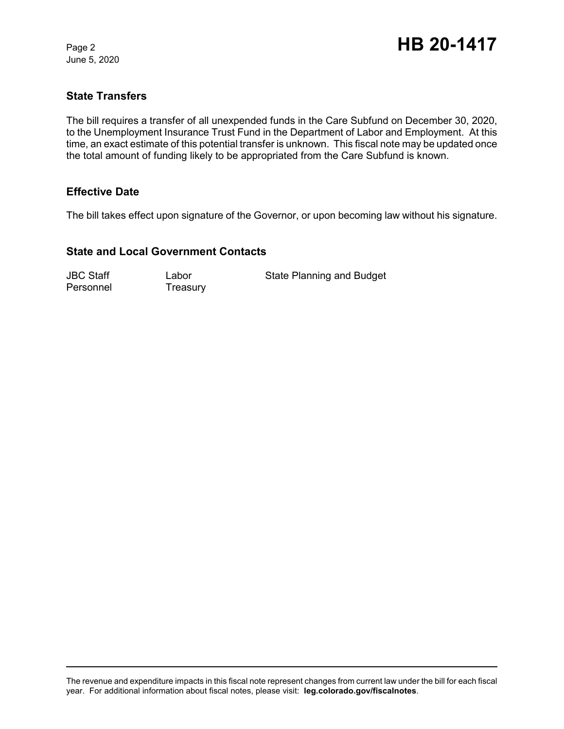## State Transfers

The bill requires a transfer of all unexpended funds in the Care Subfund on December 30, 2020, to the Unemployment Insurance Trust Fund in the Department of Labor and Employment. At this time, an exact estimate of this potential transfer is unknown. This fiscal note may be updated once the total amount of funding likely to be appropriated from the Care Subfund is known.

## Effective Date

The bill takes effect upon signature of the Governor, or upon becoming law without his signature.

## State and Local Government Contacts

| | | |
|---|---|---|
| JBC Staff | Labor | State Planning and Budget |
| Personnel | Treasury | |

The revenue and expenditure impacts in this fiscal note represent changes from current law under the bill for each fiscal year. For additional information about fiscal notes, please visit: **leg.colorado.gov/fiscalnotes**.